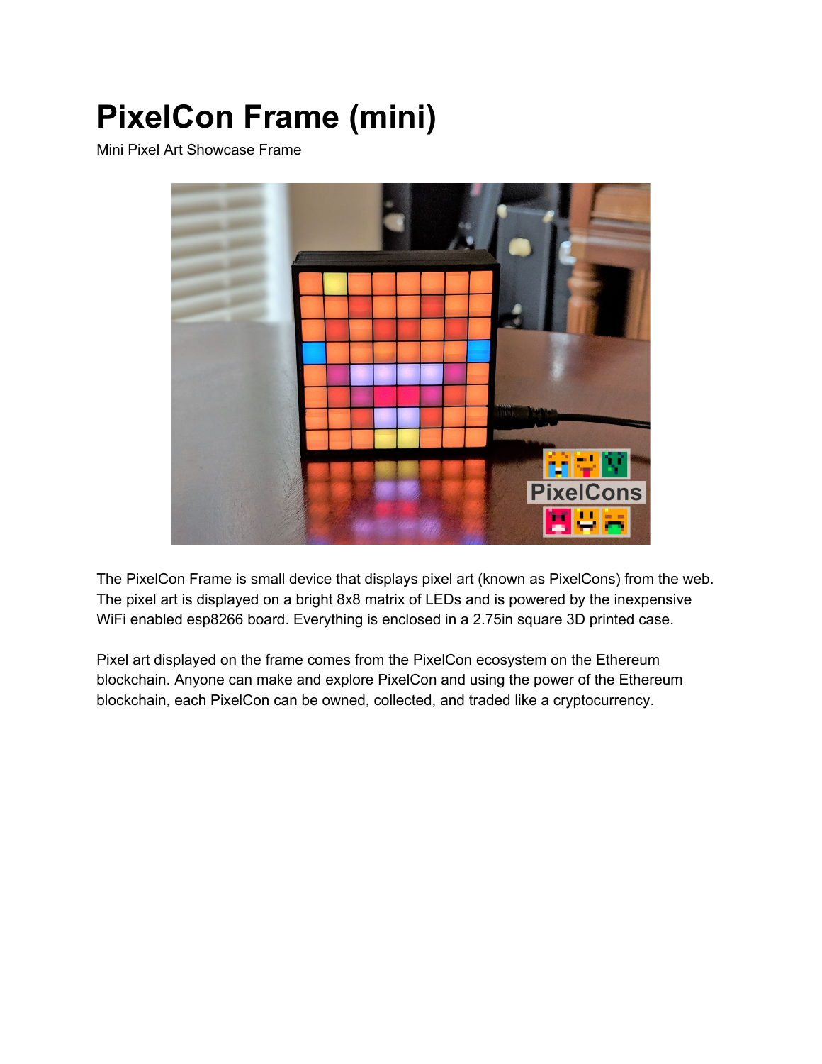# PixelCon Frame (mini)

Mini Pixel Art Showcase Frame

The PixelCon Frame is small device that displays pixel art (known as PixelCons) from the web. The pixel art is displayed on a bright 8x8 matrix of LEDs and is powered by the inexpensive WiFi enabled esp8266 board. Everything is enclosed in a 2.75in square 3D printed case.

Pixel art displayed on the frame comes from the PixelCon ecosystem on the Ethereum blockchain. Anyone can make and explore PixelCon and using the power of the Ethereum blockchain, each PixelCon can be owned, collected, and traded like a cryptocurrency.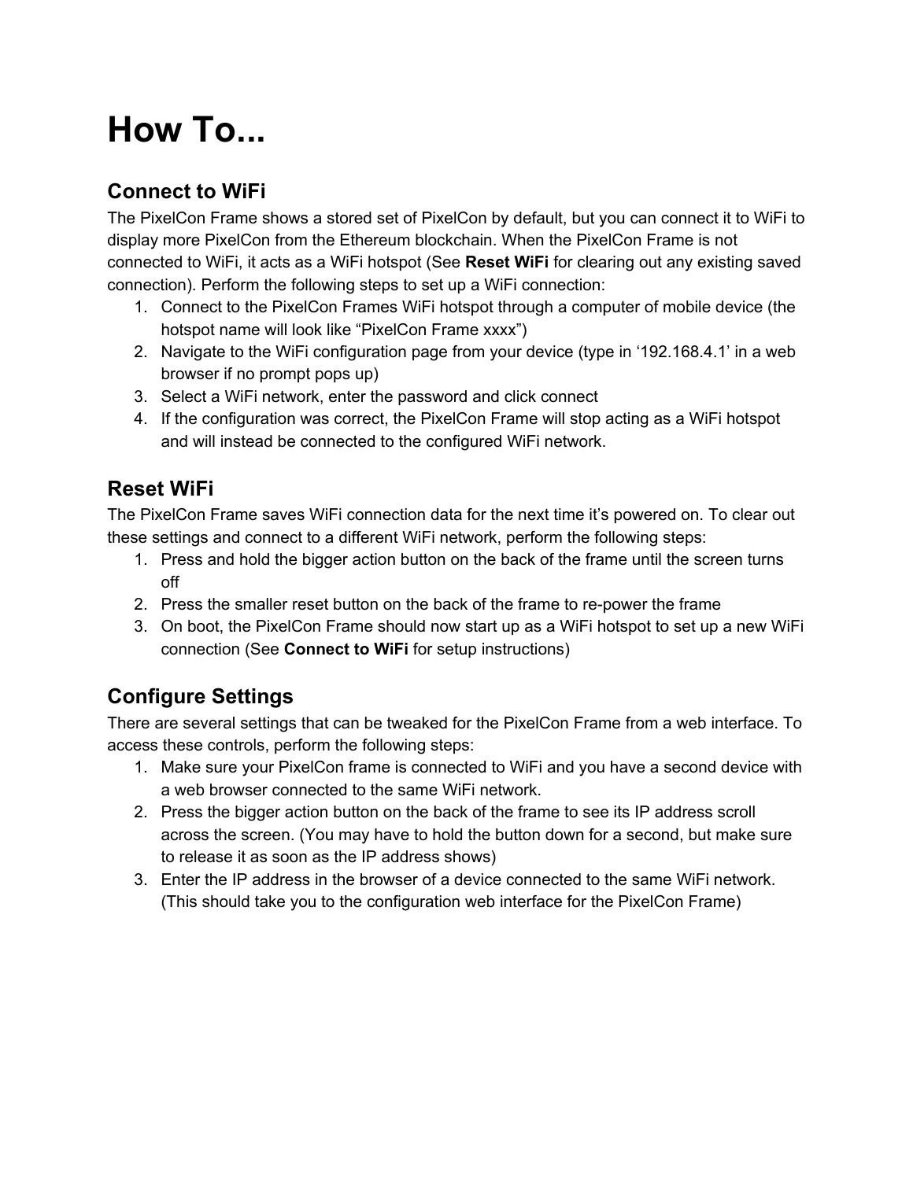# How To...

## Connect to WiFi

The PixelCon Frame shows a stored set of PixelCon by default, but you can connect it to WiFi to display more PixelCon from the Ethereum blockchain. When the PixelCon Frame is not connected to WiFi, it acts as a WiFi hotspot (See **Reset WiFi** for clearing out any existing saved connection). Perform the following steps to set up a WiFi connection:

1. Connect to the PixelCon Frames WiFi hotspot through a computer of mobile device (the hotspot name will look like “PixelCon Frame xxxx”)
2. Navigate to the WiFi configuration page from your device (type in ‘192.168.4.1’ in a web browser if no prompt pops up)
3. Select a WiFi network, enter the password and click connect
4. If the configuration was correct, the PixelCon Frame will stop acting as a WiFi hotspot and will instead be connected to the configured WiFi network.

## Reset WiFi

The PixelCon Frame saves WiFi connection data for the next time it’s powered on. To clear out these settings and connect to a different WiFi network, perform the following steps:

1. Press and hold the bigger action button on the back of the frame until the screen turns off
2. Press the smaller reset button on the back of the frame to re-power the frame
3. On boot, the PixelCon Frame should now start up as a WiFi hotspot to set up a new WiFi connection (See **Connect to WiFi** for setup instructions)

## Configure Settings

There are several settings that can be tweaked for the PixelCon Frame from a web interface. To access these controls, perform the following steps:

1. Make sure your PixelCon frame is connected to WiFi and you have a second device with a web browser connected to the same WiFi network.
2. Press the bigger action button on the back of the frame to see its IP address scroll across the screen. (You may have to hold the button down for a second, but make sure to release it as soon as the IP address shows)
3. Enter the IP address in the browser of a device connected to the same WiFi network. (This should take you to the configuration web interface for the PixelCon Frame)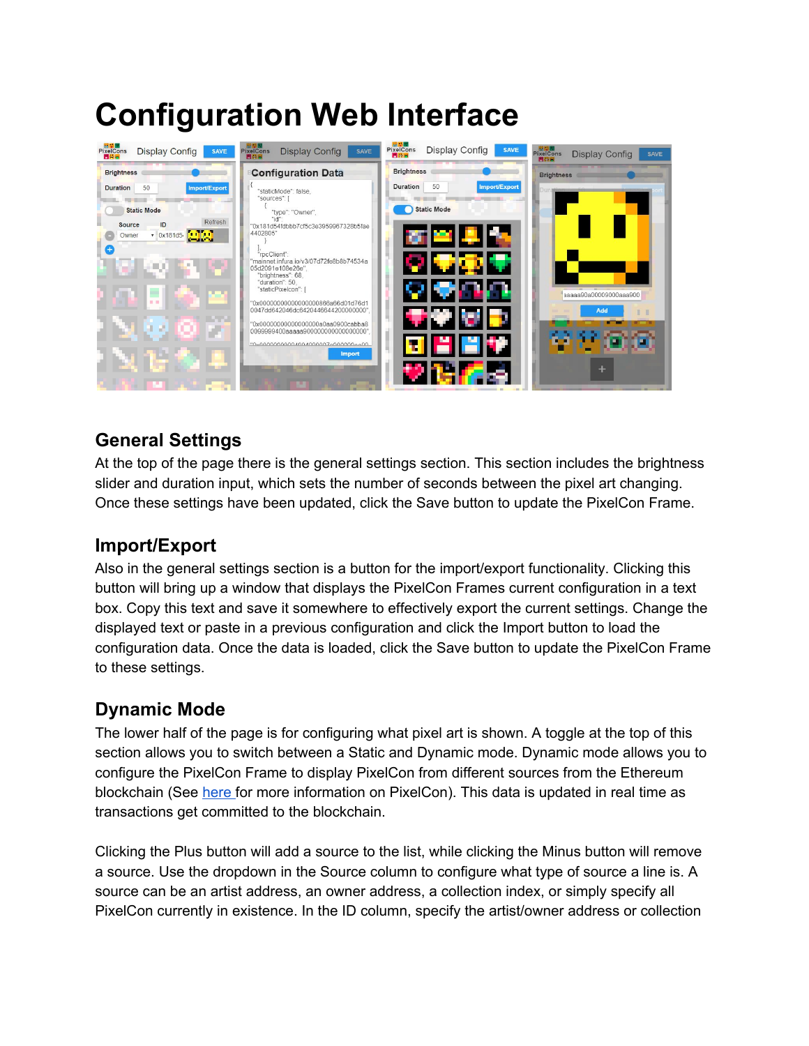# Configuration Web Interface

## General Settings

At the top of the page there is the general settings section. This section includes the brightness slider and duration input, which sets the number of seconds between the pixel art changing. Once these settings have been updated, click the Save button to update the PixelCon Frame.

## Import/Export

Also in the general settings section is a button for the import/export functionality. Clicking this button will bring up a window that displays the PixelCon Frames current configuration in a text box. Copy this text and save it somewhere to effectively export the current settings. Change the displayed text or paste in a previous configuration and click the Import button to load the configuration data. Once the data is loaded, click the Save button to update the PixelCon Frame to these settings.

## Dynamic Mode

The lower half of the page is for configuring what pixel art is shown. A toggle at the top of this section allows you to switch between a Static and Dynamic mode. Dynamic mode allows you to configure the PixelCon Frame to display PixelCon from different sources from the Ethereum blockchain (See here for more information on PixelCon). This data is updated in real time as transactions get committed to the blockchain.

Clicking the Plus button will add a source to the list, while clicking the Minus button will remove a source. Use the dropdown in the Source column to configure what type of source a line is. A source can be an artist address, an owner address, a collection index, or simply specify all PixelCon currently in existence. In the ID column, specify the artist/owner address or collection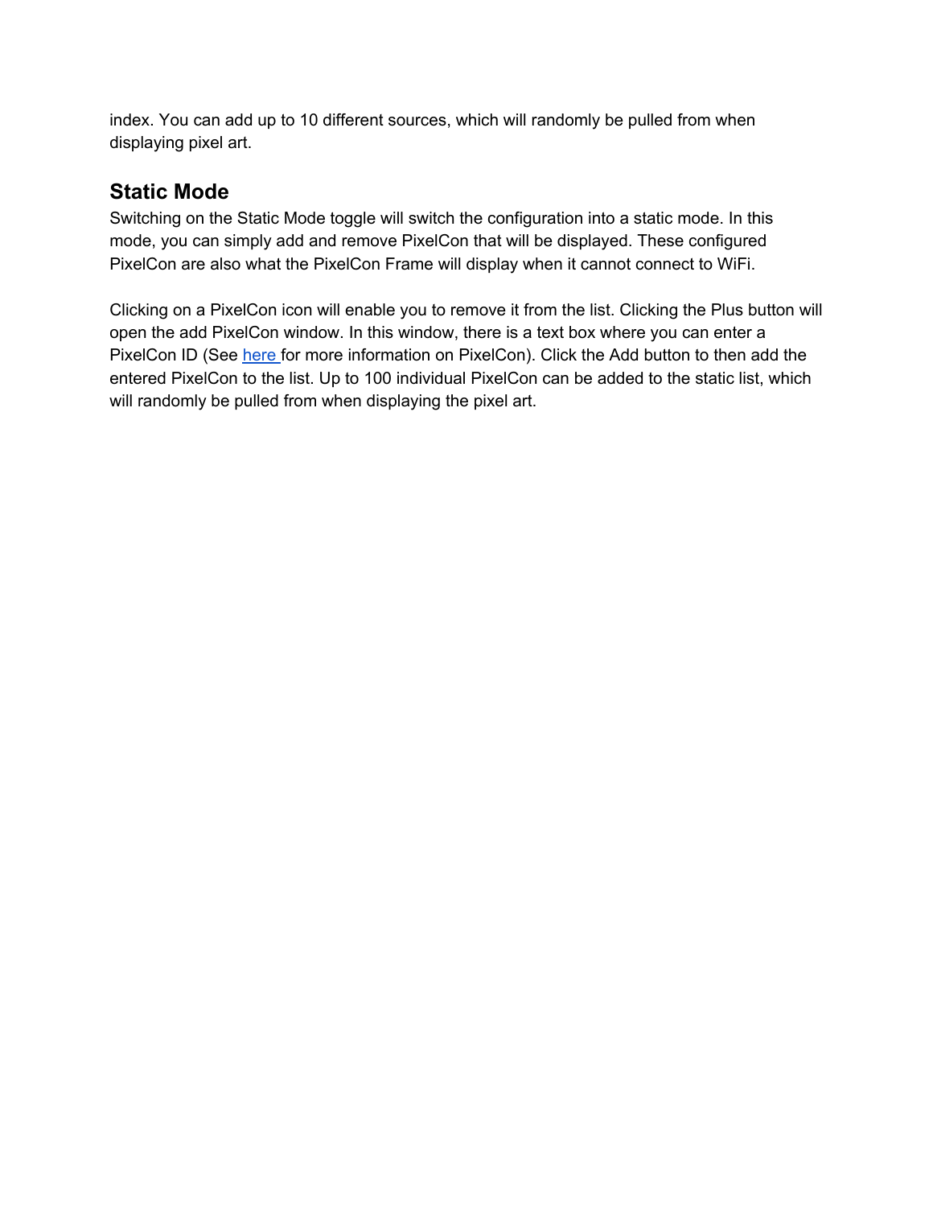index. You can add up to 10 different sources, which will randomly be pulled from when displaying pixel art.

## Static Mode

Switching on the Static Mode toggle will switch the configuration into a static mode. In this mode, you can simply add and remove PixelCon that will be displayed. These configured PixelCon are also what the PixelCon Frame will display when it cannot connect to WiFi.

Clicking on a PixelCon icon will enable you to remove it from the list. Clicking the Plus button will open the add PixelCon window. In this window, there is a text box where you can enter a PixelCon ID (See here for more information on PixelCon). Click the Add button to then add the entered PixelCon to the list. Up to 100 individual PixelCon can be added to the static list, which will randomly be pulled from when displaying the pixel art.